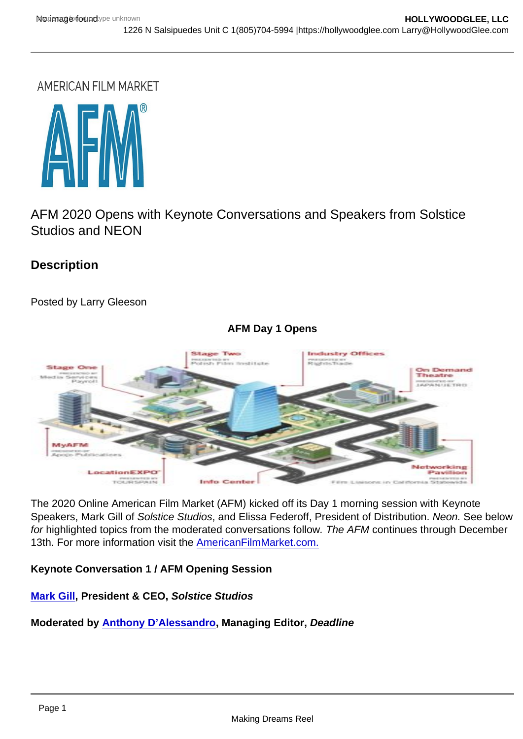AMERICAN FILM MARKET

AFM 2020 Opens with Keynote Conversations and Speakers from Solstice Studios and NEON

## Description

Posted by Larry Gleeson

**AFM Day 1 Opens**

The 2020 Online American Film Market (AFM) kicked off its Day 1 morning session with Keynote Speakers, Mark Gill of *Solstice Studios*, and Elissa Federoff, President of Distribution. *Neon.* See below *for* highlighted topics from the moderated conversations follow. *The AFM* continues through December 13th. For more information visit the AmericanFilmMarket.com.

**Keynote Conversation 1 / AFM Opening Session**

**Mark Gill, President & CEO, *Solstice Studios***

**Moderated by Anthony D'Alessandro, Managing Editor, *Deadline***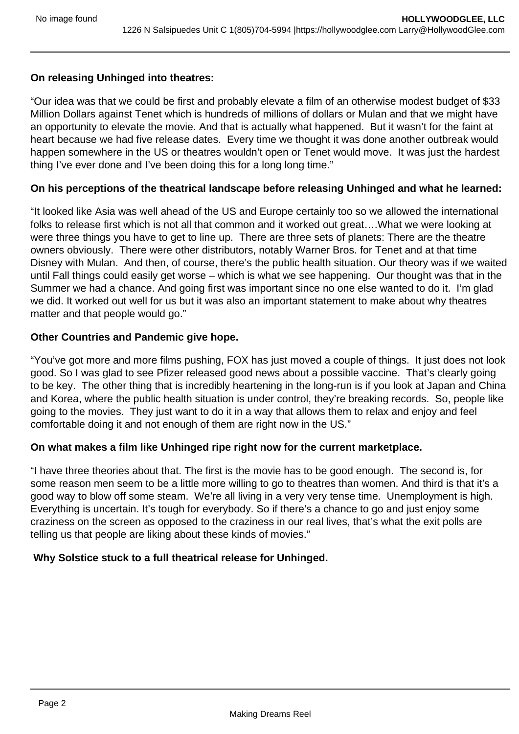**On releasing Unhinged into theatres:**

"Our idea was that we could be first and probably elevate a film of an otherwise modest budget of $33 Million Dollars against Tenet which is hundreds of millions of dollars or Mulan and that we might have an opportunity to elevate the movie. And that is actually what happened. But it wasn't for the faint at heart because we had five release dates. Every time we thought it was done another outbreak would happen somewhere in the US or theatres wouldn't open or Tenet would move. It was just the hardest thing I've ever done and I've been doing this for a long long time."

**On his perceptions of the theatrical landscape before releasing Unhinged and what he learned:**

"It looked like Asia was well ahead of the US and Europe certainly too so we allowed the international folks to release first which is not all that common and it worked out great….What we were looking at were three things you have to get to line up. There are three sets of planets: There are the theatre owners obviously. There were other distributors, notably Warner Bros. for Tenet and at that time Disney with Mulan. And then, of course, there's the public health situation. Our theory was if we waited until Fall things could easily get worse – which is what we see happening. Our thought was that in the Summer we had a chance. And going first was important since no one else wanted to do it. I'm glad we did. It worked out well for us but it was also an important statement to make about why theatres matter and that people would go."

**Other Countries and Pandemic give hope.**

"You've got more and more films pushing, FOX has just moved a couple of things. It just does not look good. So I was glad to see Pfizer released good news about a possible vaccine. That's clearly going to be key. The other thing that is incredibly heartening in the long-run is if you look at Japan and China and Korea, where the public health situation is under control, they're breaking records. So, people like going to the movies. They just want to do it in a way that allows them to relax and enjoy and feel comfortable doing it and not enough of them are right now in the US."

**On what makes a film like Unhinged ripe right now for the current marketplace.**

"I have three theories about that. The first is the movie has to be good enough. The second is, for some reason men seem to be a little more willing to go to theatres than women. And third is that it's a good way to blow off some steam. We're all living in a very very tense time. Unemployment is high. Everything is uncertain. It's tough for everybody. So if there's a chance to go and just enjoy some craziness on the screen as opposed to the craziness in our real lives, that's what the exit polls are telling us that people are liking about these kinds of movies."

**Why Solstice stuck to a full theatrical release for Unhinged.**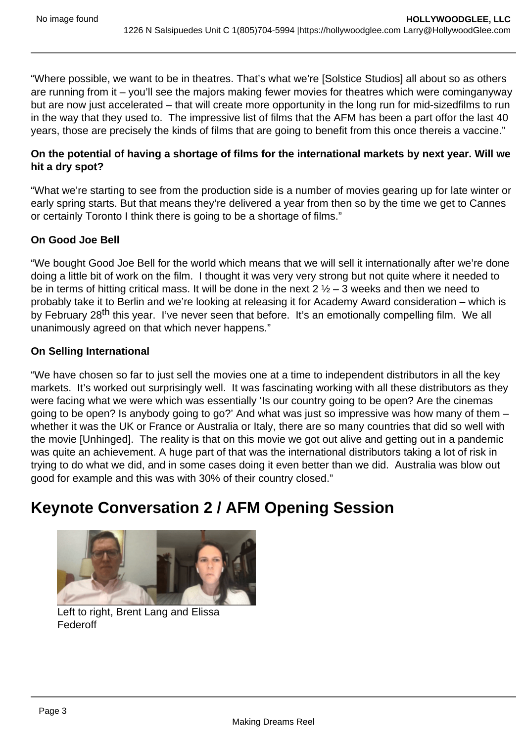"Where possible, we want to be in theatres. That's what we're [Solstice Studios] all about so as others are running from it – you'll see the majors making fewer movies for theatres which were cominganyway but are now just accelerated – that will create more opportunity in the long run for mid-sizedfilms to run in the way that they used to. The impressive list of films that the AFM has been a part offor the last 40 years, those are precisely the kinds of films that are going to benefit from this once thereis a vaccine."

**On the potential of having a shortage of films for the international markets by next year. Will we hit a dry spot?**

"What we're starting to see from the production side is a number of movies gearing up for late winter or early spring starts. But that means they're delivered a year from then so by the time we get to Cannes or certainly Toronto I think there is going to be a shortage of films."

**On Good Joe Bell**

"We bought Good Joe Bell for the world which means that we will sell it internationally after we're done doing a little bit of work on the film. I thought it was very very strong but not quite where it needed to be in terms of hitting critical mass. It will be done in the next 2 ½ – 3 weeks and then we need to probably take it to Berlin and we're looking at releasing it for Academy Award consideration – which is by February 28th this year. I've never seen that before. It's an emotionally compelling film. We all unanimously agreed on that which never happens."

**On Selling International**

"We have chosen so far to just sell the movies one at a time to independent distributors in all the key markets. It's worked out surprisingly well. It was fascinating working with all these distributors as they were facing what we were which was essentially 'Is our country going to be open? Are the cinemas going to be open? Is anybody going to go?' And what was just so impressive was how many of them – whether it was the UK or France or Australia or Italy, there are so many countries that did so well with the movie [Unhinged]. The reality is that on this movie we got out alive and getting out in a pandemic was quite an achievement. A huge part of that was the international distributors taking a lot of risk in trying to do what we did, and in some cases doing it even better than we did. Australia was blow out good for example and this was with 30% of their country closed."

## Keynote Conversation 2 / AFM Opening Session

Left to right, Brent Lang and Elissa Federoff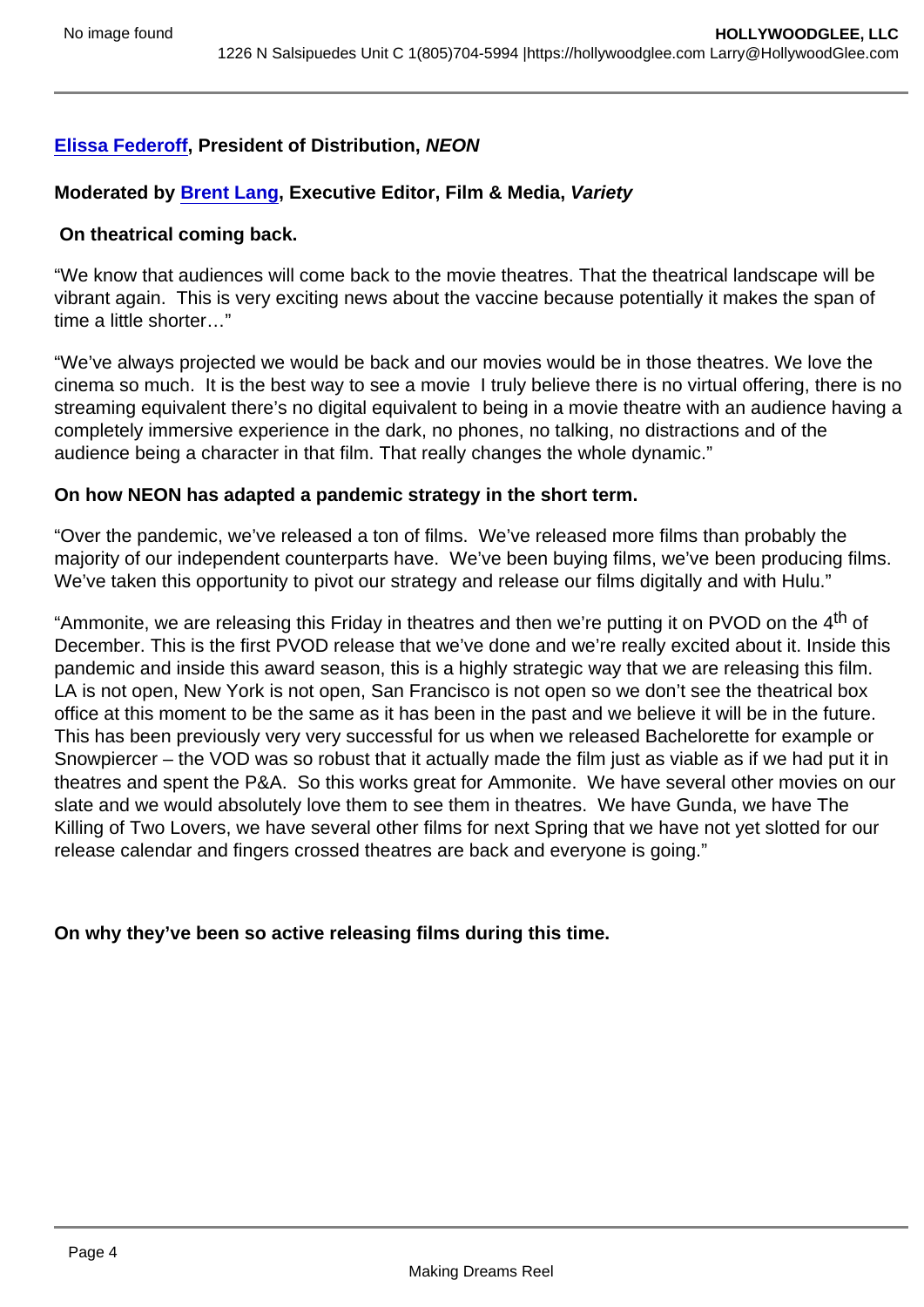[Elissa Federoff](), President of Distribution, ***NEON***

**Moderated by [Brent Lang](), Executive Editor, Film & Media, *Variety***

**On theatrical coming back.**

"We know that audiences will come back to the movie theatres. That the theatrical landscape will be vibrant again. This is very exciting news about the vaccine because potentially it makes the span of time a little shorter…"

"We've always projected we would be back and our movies would be in those theatres. We love the cinema so much. It is the best way to see a movie I truly believe there is no virtual offering, there is no streaming equivalent there's no digital equivalent to being in a movie theatre with an audience having a completely immersive experience in the dark, no phones, no talking, no distractions and of the audience being a character in that film. That really changes the whole dynamic."

**On how NEON has adapted a pandemic strategy in the short term.**

"Over the pandemic, we've released a ton of films. We've released more films than probably the majority of our independent counterparts have. We've been buying films, we've been producing films. We've taken this opportunity to pivot our strategy and release our films digitally and with Hulu."

"Ammonite, we are releasing this Friday in theatres and then we're putting it on PVOD on the 4th of December. This is the first PVOD release that we've done and we're really excited about it. Inside this pandemic and inside this award season, this is a highly strategic way that we are releasing this film. LA is not open, New York is not open, San Francisco is not open so we don't see the theatrical box office at this moment to be the same as it has been in the past and we believe it will be in the future. This has been previously very very successful for us when we released Bachelorette for example or Snowpiercer – the VOD was so robust that it actually made the film just as viable as if we had put it in theatres and spent the P&A. So this works great for Ammonite. We have several other movies on our slate and we would absolutely love them to see them in theatres. We have Gunda, we have The Killing of Two Lovers, we have several other films for next Spring that we have not yet slotted for our release calendar and fingers crossed theatres are back and everyone is going."

**On why they've been so active releasing films during this time.**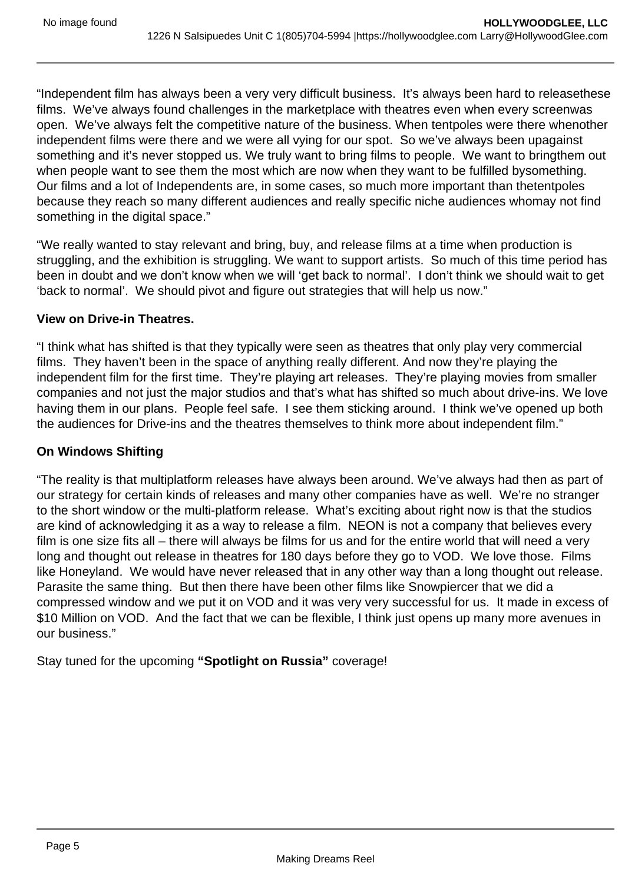"Independent film has always been a very very difficult business. It's always been hard to releasethese films. We've always found challenges in the marketplace with theatres even when every screenwas open. We've always felt the competitive nature of the business. When tentpoles were there whenother independent films were there and we were all vying for our spot. So we've always been upagainst something and it's never stopped us. We truly want to bring films to people. We want to bringthem out when people want to see them the most which are now when they want to be fulfilled bysomething. Our films and a lot of Independents are, in some cases, so much more important than thetentpoles because they reach so many different audiences and really specific niche audiences whomay not find something in the digital space."

"We really wanted to stay relevant and bring, buy, and release films at a time when production is struggling, and the exhibition is struggling. We want to support artists. So much of this time period has been in doubt and we don't know when we will 'get back to normal'. I don't think we should wait to get 'back to normal'. We should pivot and figure out strategies that will help us now."

**View on Drive-in Theatres.**

"I think what has shifted is that they typically were seen as theatres that only play very commercial films. They haven't been in the space of anything really different. And now they're playing the independent film for the first time. They're playing art releases. They're playing movies from smaller companies and not just the major studios and that's what has shifted so much about drive-ins. We love having them in our plans. People feel safe. I see them sticking around. I think we've opened up both the audiences for Drive-ins and the theatres themselves to think more about independent film."

**On Windows Shifting**

"The reality is that multiplatform releases have always been around. We've always had then as part of our strategy for certain kinds of releases and many other companies have as well. We're no stranger to the short window or the multi-platform release. What's exciting about right now is that the studios are kind of acknowledging it as a way to release a film. NEON is not a company that believes every film is one size fits all – there will always be films for us and for the entire world that will need a very long and thought out release in theatres for 180 days before they go to VOD. We love those. Films like Honeyland. We would have never released that in any other way than a long thought out release. Parasite the same thing. But then there have been other films like Snowpiercer that we did a compressed window and we put it on VOD and it was very very successful for us. It made in excess of $10 Million on VOD. And the fact that we can be flexible, I think just opens up many more avenues in our business."

Stay tuned for the upcoming **"Spotlight on Russia"** coverage!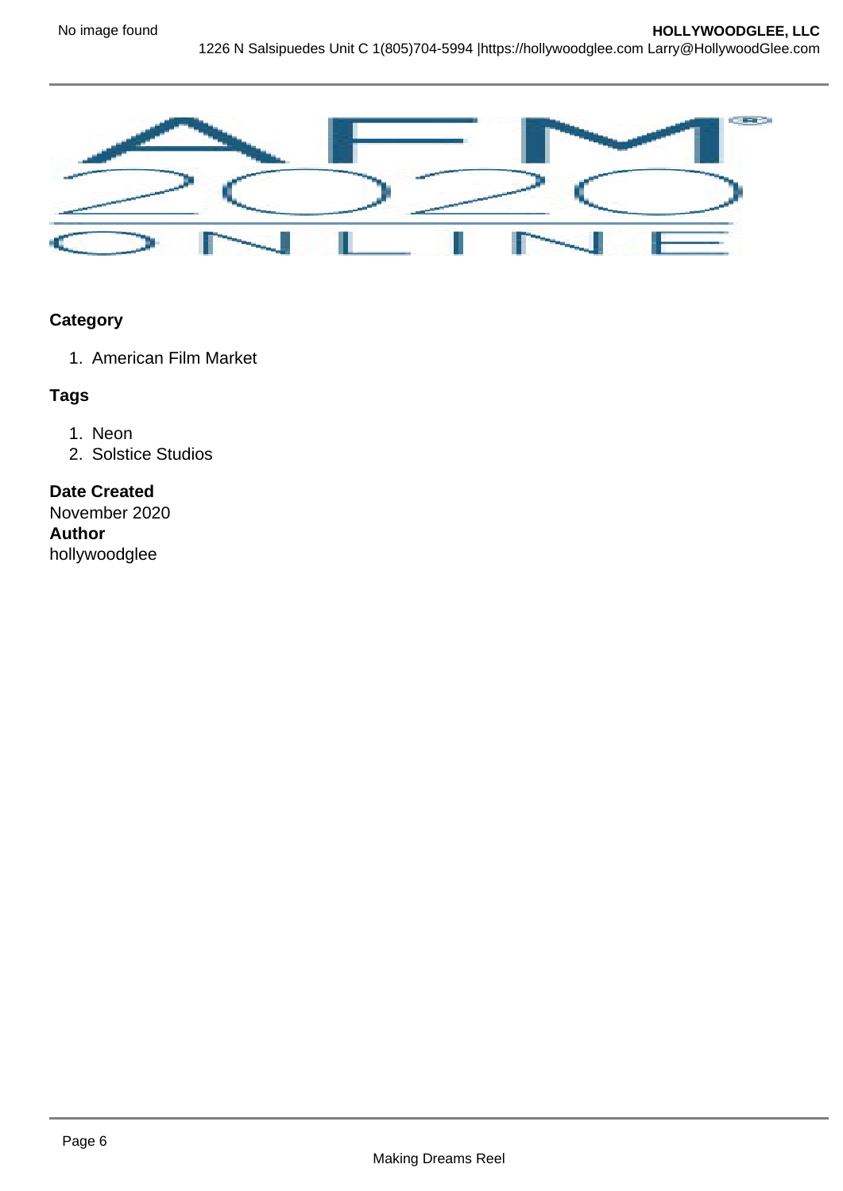**Category**

1. American Film Market

**Tags**

1. Neon
2. Solstice Studios

**Date Created**
November 2020
**Author**
hollywoodglee